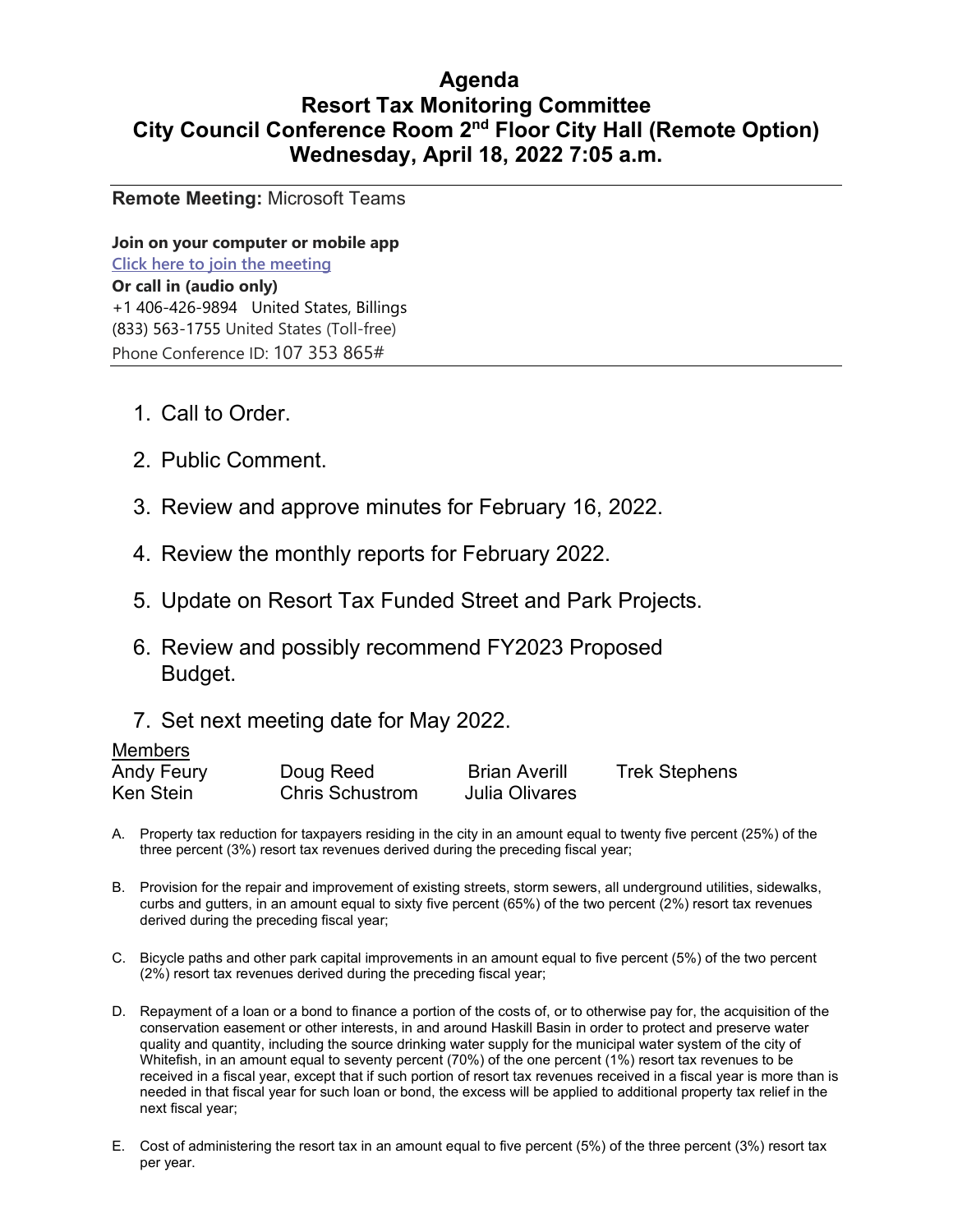# Agenda
# Resort Tax Monitoring Committee
# City Council Conference Room 2nd Floor City Hall (Remote Option)
# Wednesday, April 18, 2022 7:05 a.m.

---

**Remote Meeting:** Microsoft Teams

**Join on your computer or mobile app**
[Click here to join the meeting]
**Or call in (audio only)**
+1 406-426-9894 United States, Billings
(833) 563-1755 United States (Toll-free)
Phone Conference ID: 107 353 865#

---

1. Call to Order.
2. Public Comment.
3. Review and approve minutes for February 16, 2022.
4. Review the monthly reports for February 2022.
5. Update on Resort Tax Funded Street and Park Projects.
6. Review and possibly recommend FY2023 Proposed Budget.
7. Set next meeting date for May 2022.

Members

| | | | |
|---|---|---|---|
| Andy Feury | Doug Reed | Brian Averill | Trek Stephens |
| Ken Stein | Chris Schustrom | Julia Olivares | |

A. Property tax reduction for taxpayers residing in the city in an amount equal to twenty five percent (25%) of the three percent (3%) resort tax revenues derived during the preceding fiscal year;

B. Provision for the repair and improvement of existing streets, storm sewers, all underground utilities, sidewalks, curbs and gutters, in an amount equal to sixty five percent (65%) of the two percent (2%) resort tax revenues derived during the preceding fiscal year;

C. Bicycle paths and other park capital improvements in an amount equal to five percent (5%) of the two percent (2%) resort tax revenues derived during the preceding fiscal year;

D. Repayment of a loan or a bond to finance a portion of the costs of, or to otherwise pay for, the acquisition of the conservation easement or other interests, in and around Haskill Basin in order to protect and preserve water quality and quantity, including the source drinking water supply for the municipal water system of the city of Whitefish, in an amount equal to seventy percent (70%) of the one percent (1%) resort tax revenues to be received in a fiscal year, except that if such portion of resort tax revenues received in a fiscal year is more than is needed in that fiscal year for such loan or bond, the excess will be applied to additional property tax relief in the next fiscal year;

E. Cost of administering the resort tax in an amount equal to five percent (5%) of the three percent (3%) resort tax per year.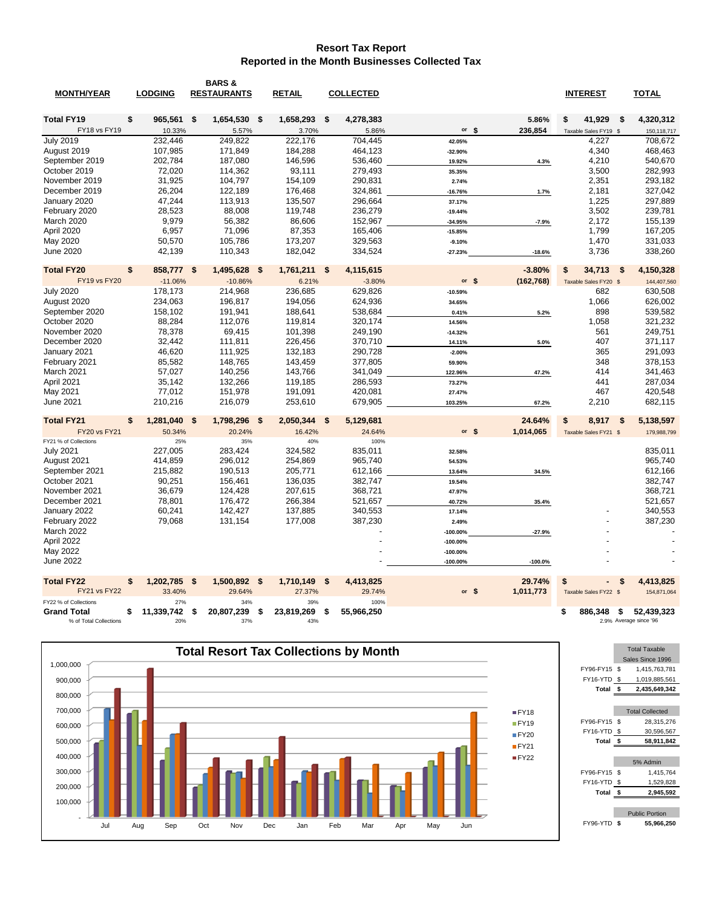# Resort Tax Report
## Reported in the Month Businesses Collected Tax

| MONTH/YEAR | LODGING | BARS & RESTAURANTS | RETAIL | COLLECTED | | | INTEREST | TOTAL |
|---|---|---|---|---|---|---|---|---|
| **Total FY19** | **$ 965,561** | **$ 1,654,530** | **$ 1,658,293** | **$ 4,278,383** | | **5.86%** | **$ 41,929** | **$ 4,320,312** |
| FY18 vs FY19 | 10.33% | 5.57% | 3.70% | 5.86% | or $ | 236,854 | Taxable Sales FY19 $ | 150,118,717 |
| July 2019 | 232,446 | 249,822 | 222,176 | 704,445 | 42.05% | | 4,227 | 708,672 |
| August 2019 | 107,985 | 171,849 | 184,288 | 464,123 | -32.90% | | 4,340 | 468,463 |
| September 2019 | 202,784 | 187,080 | 146,596 | 536,460 | 19.92% | 4.3% | 4,210 | 540,670 |
| October 2019 | 72,020 | 114,362 | 93,111 | 279,493 | 35.35% | | 3,500 | 282,993 |
| November 2019 | 31,925 | 104,797 | 154,109 | 290,831 | 2.74% | | 2,351 | 293,182 |
| December 2019 | 26,204 | 122,189 | 176,468 | 324,861 | -16.76% | 1.7% | 2,181 | 327,042 |
| January 2020 | 47,244 | 113,913 | 135,507 | 296,664 | 37.17% | | 1,225 | 297,889 |
| February 2020 | 28,523 | 88,008 | 119,748 | 236,279 | -19.44% | | 3,502 | 239,781 |
| March 2020 | 9,979 | 56,382 | 86,606 | 152,967 | -34.95% | -7.9% | 2,172 | 155,139 |
| April 2020 | 6,957 | 71,096 | 87,353 | 165,406 | -15.85% | | 1,799 | 167,205 |
| May 2020 | 50,570 | 105,786 | 173,207 | 329,563 | -9.10% | | 1,470 | 331,033 |
| June 2020 | 42,139 | 110,343 | 182,042 | 334,524 | -27.23% | -18.6% | 3,736 | 338,260 |
| **Total FY20** | **$ 858,777** | **$ 1,495,628** | **$ 1,761,211** | **$ 4,115,615** | | **-3.80%** | **$ 34,713** | **$ 4,150,328** |
| FY19 vs FY20 | -11.06% | -10.86% | 6.21% | -3.80% | or $ | (162,768) | Taxable Sales FY20 $ | 144,407,560 |
| July 2020 | 178,173 | 214,968 | 236,685 | 629,826 | -10.59% | | 682 | 630,508 |
| August 2020 | 234,063 | 196,817 | 194,056 | 624,936 | 34.65% | | 1,066 | 626,002 |
| September 2020 | 158,102 | 191,941 | 188,641 | 538,684 | 0.41% | 5.2% | 898 | 539,582 |
| October 2020 | 88,284 | 112,076 | 119,814 | 320,174 | 14.56% | | 1,058 | 321,232 |
| November 2020 | 78,378 | 69,415 | 101,398 | 249,190 | -14.32% | | 561 | 249,751 |
| December 2020 | 32,442 | 111,811 | 226,456 | 370,710 | 14.11% | 5.0% | 407 | 371,117 |
| January 2021 | 46,620 | 111,925 | 132,183 | 290,728 | -2.00% | | 365 | 291,093 |
| February 2021 | 85,582 | 148,765 | 143,459 | 377,805 | 59.90% | | 348 | 378,153 |
| March 2021 | 57,027 | 140,256 | 143,766 | 341,049 | 122.96% | 47.2% | 414 | 341,463 |
| April 2021 | 35,142 | 132,266 | 119,185 | 286,593 | 73.27% | | 441 | 287,034 |
| May 2021 | 77,012 | 151,978 | 191,091 | 420,081 | 27.47% | | 467 | 420,548 |
| June 2021 | 210,216 | 216,079 | 253,610 | 679,905 | 103.25% | 67.2% | 2,210 | 682,115 |
| **Total FY21** | **$ 1,281,040** | **$ 1,798,296** | **$ 2,050,344** | **$ 5,129,681** | | **24.64%** | **$ 8,917** | **$ 5,138,597** |
| FY20 vs FY21 | 50.34% | 20.24% | 16.42% | 24.64% | or $ | 1,014,065 | Taxable Sales FY21 $ | 179,988,799 |
| FY21 % of Collections | 25% | 35% | 40% | 100% | | | | |
| July 2021 | 227,005 | 283,424 | 324,582 | 835,011 | 32.58% | | | 835,011 |
| August 2021 | 414,859 | 296,012 | 254,869 | 965,740 | 54.53% | | | 965,740 |
| September 2021 | 215,882 | 190,513 | 205,771 | 612,166 | 13.64% | 34.5% | | 612,166 |
| October 2021 | 90,251 | 156,461 | 136,035 | 382,747 | 19.54% | | | 382,747 |
| November 2021 | 36,679 | 124,428 | 207,615 | 368,721 | 47.97% | | | 368,721 |
| December 2021 | 78,801 | 176,472 | 266,384 | 521,657 | 40.72% | 35.4% | | 521,657 |
| January 2022 | 60,241 | 142,427 | 137,885 | 340,553 | 17.14% | | - | 340,553 |
| February 2022 | 79,068 | 131,154 | 177,008 | 387,230 | 2.49% | | - | 387,230 |
| March 2022 | | | | - | -100.00% | -27.9% | - | - |
| April 2022 | | | | - | -100.00% | | - | - |
| May 2022 | | | | - | -100.00% | | - | - |
| June 2022 | | | | - | -100.00% | -100.0% | - | - |
| **Total FY22** | **$ 1,202,785** | **$ 1,500,892** | **$ 1,710,149** | **$ 4,413,825** | | **29.74%** | **$ -** | **$ 4,413,825** |
| FY21 vs FY22 | 33.40% | 29.64% | 27.37% | 29.74% | or $ | 1,011,773 | Taxable Sales FY22 $ | 154,871,064 |
| FY22 % of Collections | 27% | 34% | 39% | 100% | | | | |
| **Grand Total** | **$ 11,339,742** | **$ 20,807,239** | **$ 23,819,269** | **$ 55,966,250** | | | **$ 886,348** | **$ 52,439,323** |
| % of Total Collections | 20% | 37% | 43% | | | | | 2.9% Average since '96 |

Total Resort Tax Collections by Month

1,000,000
900,000
800,000
700,000
600,000
500,000
400,000
300,000
200,000
100,000
-

Jul Aug Sep Oct Nov Dec Jan Feb Mar Apr May Jun

FY18
FY19
FY20
FY21
FY22

| Total Taxable Sales Since 1996 | | |
|---|---|---|
| FY96-FY15 | $ | 1,415,763,781 |
| FY16-YTD | $ | 1,019,885,561 |
| Total | $ | 2,435,649,342 |

| Total Collected | | |
|---|---|---|
| FY96-FY15 | $ | 28,315,276 |
| FY16-YTD | $ | 30,596,567 |
| Total | $ | 58,911,842 |

| 5% Admin | | |
|---|---|---|
| FY96-FY15 | $ | 1,415,764 |
| FY16-YTD | $ | 1,529,828 |
| Total | $ | 2,945,592 |

| Public Portion | | |
|---|---|---|
| FY96-YTD | $ | 55,966,250 |